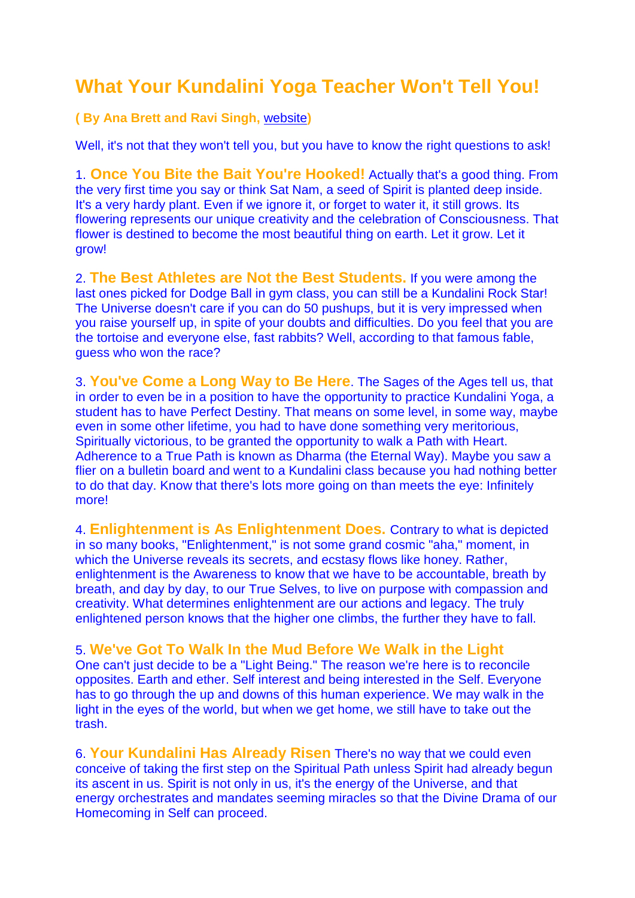# What Your Kundalini Yoga Teacher Won't Tell You!

**( By Ana Brett and Ravi Singh, website)**

Well, it's not that they won't tell you, but you have to know the right questions to ask!

1. **Once You Bite the Bait You're Hooked!** Actually that's a good thing. From the very first time you say or think Sat Nam, a seed of Spirit is planted deep inside. It's a very hardy plant. Even if we ignore it, or forget to water it, it still grows. Its flowering represents our unique creativity and the celebration of Consciousness. That flower is destined to become the most beautiful thing on earth. Let it grow. Let it grow!

2. **The Best Athletes are Not the Best Students.** If you were among the last ones picked for Dodge Ball in gym class, you can still be a Kundalini Rock Star! The Universe doesn't care if you can do 50 pushups, but it is very impressed when you raise yourself up, in spite of your doubts and difficulties. Do you feel that you are the tortoise and everyone else, fast rabbits? Well, according to that famous fable, guess who won the race?

3. **You've Come a Long Way to Be Here**. The Sages of the Ages tell us, that in order to even be in a position to have the opportunity to practice Kundalini Yoga, a student has to have Perfect Destiny. That means on some level, in some way, maybe even in some other lifetime, you had to have done something very meritorious, Spiritually victorious, to be granted the opportunity to walk a Path with Heart. Adherence to a True Path is known as Dharma (the Eternal Way). Maybe you saw a flier on a bulletin board and went to a Kundalini class because you had nothing better to do that day. Know that there's lots more going on than meets the eye: Infinitely more!

4. **Enlightenment is As Enlightenment Does.** Contrary to what is depicted in so many books, "Enlightenment," is not some grand cosmic "aha," moment, in which the Universe reveals its secrets, and ecstasy flows like honey. Rather, enlightenment is the Awareness to know that we have to be accountable, breath by breath, and day by day, to our True Selves, to live on purpose with compassion and creativity. What determines enlightenment are our actions and legacy. The truly enlightened person knows that the higher one climbs, the further they have to fall.

5. **We've Got To Walk In the Mud Before We Walk in the Light**
One can't just decide to be a "Light Being." The reason we're here is to reconcile opposites. Earth and ether. Self interest and being interested in the Self. Everyone has to go through the up and downs of this human experience. We may walk in the light in the eyes of the world, but when we get home, we still have to take out the trash.

6. **Your Kundalini Has Already Risen** There's no way that we could even conceive of taking the first step on the Spiritual Path unless Spirit had already begun its ascent in us. Spirit is not only in us, it's the energy of the Universe, and that energy orchestrates and mandates seeming miracles so that the Divine Drama of our Homecoming in Self can proceed.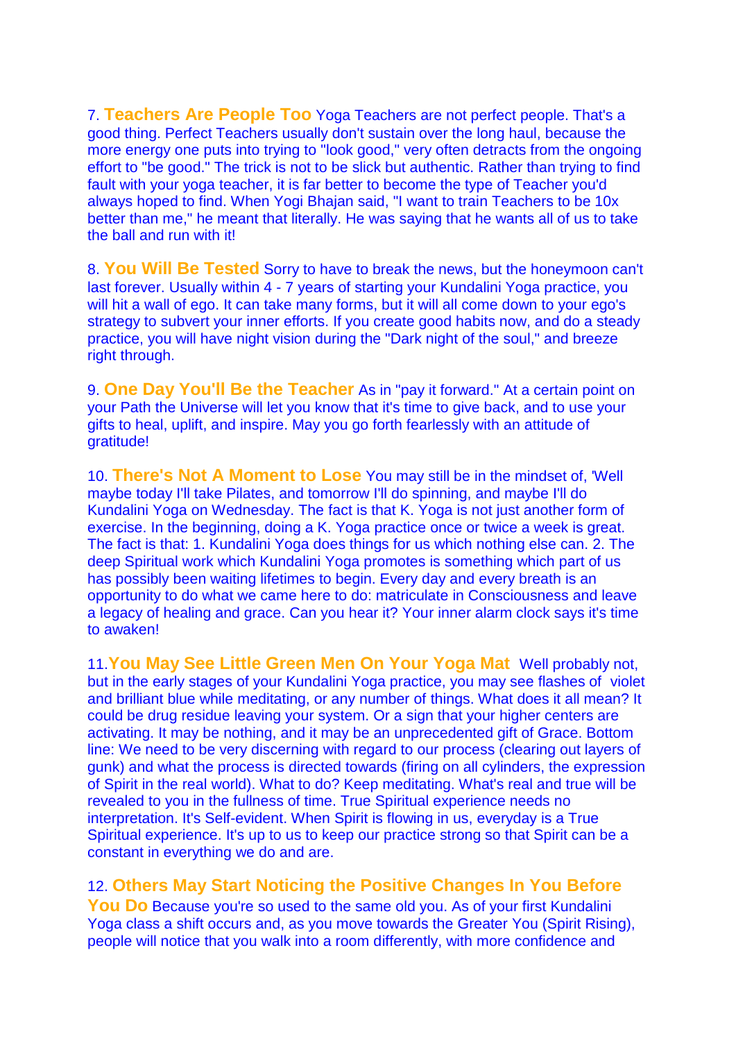7. **Teachers Are People Too** Yoga Teachers are not perfect people. That's a good thing. Perfect Teachers usually don't sustain over the long haul, because the more energy one puts into trying to "look good," very often detracts from the ongoing effort to "be good." The trick is not to be slick but authentic. Rather than trying to find fault with your yoga teacher, it is far better to become the type of Teacher you'd always hoped to find. When Yogi Bhajan said, "I want to train Teachers to be 10x better than me," he meant that literally. He was saying that he wants all of us to take the ball and run with it!

8. **You Will Be Tested** Sorry to have to break the news, but the honeymoon can't last forever. Usually within 4 - 7 years of starting your Kundalini Yoga practice, you will hit a wall of ego. It can take many forms, but it will all come down to your ego's strategy to subvert your inner efforts. If you create good habits now, and do a steady practice, you will have night vision during the "Dark night of the soul," and breeze right through.

9. **One Day You'll Be the Teacher** As in "pay it forward." At a certain point on your Path the Universe will let you know that it's time to give back, and to use your gifts to heal, uplift, and inspire. May you go forth fearlessly with an attitude of gratitude!

10. **There's Not A Moment to Lose** You may still be in the mindset of, 'Well maybe today I'll take Pilates, and tomorrow I'll do spinning, and maybe I'll do Kundalini Yoga on Wednesday. The fact is that K. Yoga is not just another form of exercise. In the beginning, doing a K. Yoga practice once or twice a week is great. The fact is that: 1. Kundalini Yoga does things for us which nothing else can. 2. The deep Spiritual work which Kundalini Yoga promotes is something which part of us has possibly been waiting lifetimes to begin. Every day and every breath is an opportunity to do what we came here to do: matriculate in Consciousness and leave a legacy of healing and grace. Can you hear it? Your inner alarm clock says it's time to awaken!

11. **You May See Little Green Men On Your Yoga Mat** Well probably not, but in the early stages of your Kundalini Yoga practice, you may see flashes of violet and brilliant blue while meditating, or any number of things. What does it all mean? It could be drug residue leaving your system. Or a sign that your higher centers are activating. It may be nothing, and it may be an unprecedented gift of Grace. Bottom line: We need to be very discerning with regard to our process (clearing out layers of gunk) and what the process is directed towards (firing on all cylinders, the expression of Spirit in the real world). What to do? Keep meditating. What's real and true will be revealed to you in the fullness of time. True Spiritual experience needs no interpretation. It's Self-evident. When Spirit is flowing in us, everyday is a True Spiritual experience. It's up to us to keep our practice strong so that Spirit can be a constant in everything we do and are.

12. **Others May Start Noticing the Positive Changes In You Before You Do** Because you're so used to the same old you. As of your first Kundalini Yoga class a shift occurs and, as you move towards the Greater You (Spirit Rising), people will notice that you walk into a room differently, with more confidence and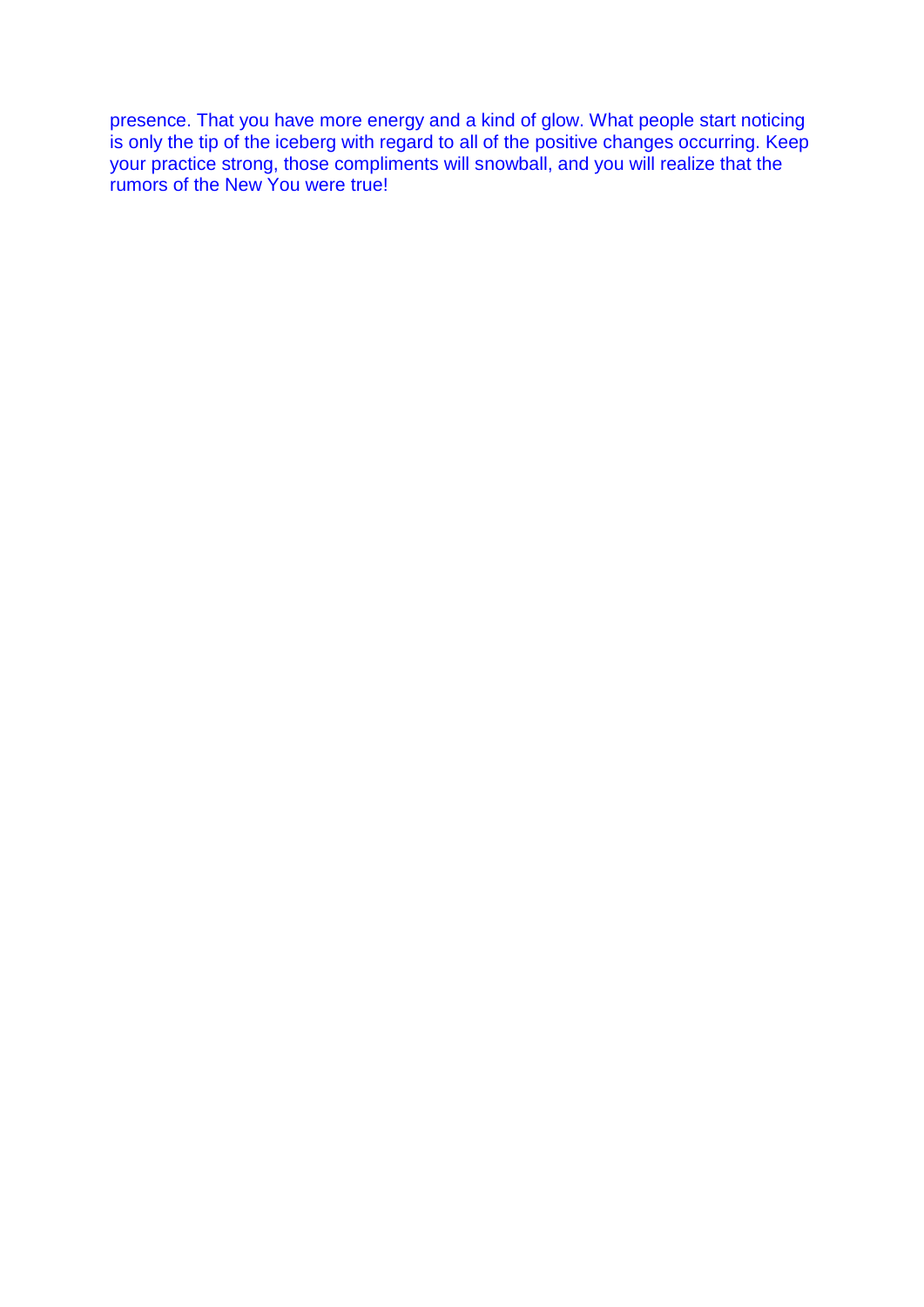presence. That you have more energy and a kind of glow. What people start noticing is only the tip of the iceberg with regard to all of the positive changes occurring. Keep your practice strong, those compliments will snowball, and you will realize that the rumors of the New You were true!